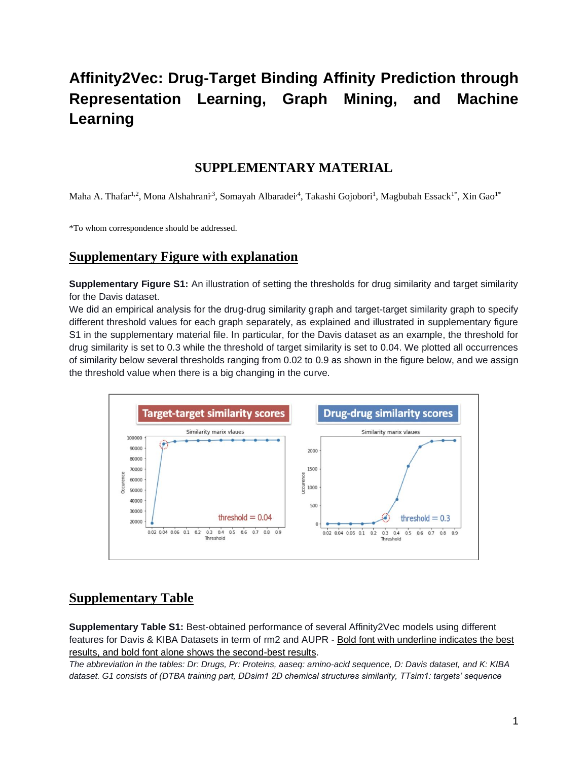# Affinity2Vec: Drug-Target Binding Affinity Prediction through Representation Learning, Graph Mining, and Machine Learning

## SUPPLEMENTARY MATERIAL

Maha A. Thafar[1,2], Mona Alshahrani[3], Somayah Albaradei[4], Takashi Gojobori[1], Magbubah Essack[1*], Xin Gao[1*]

*To whom correspondence should be addressed.

## Supplementary Figure with explanation

**Supplementary Figure S1:** An illustration of setting the thresholds for drug similarity and target similarity for the Davis dataset.

We did an empirical analysis for the drug-drug similarity graph and target-target similarity graph to specify different threshold values for each graph separately, as explained and illustrated in supplementary figure S1 in the supplementary material file. In particular, for the Davis dataset as an example, the threshold for drug similarity is set to 0.3 while the threshold of target similarity is set to 0.04. We plotted all occurrences of similarity below several thresholds ranging from 0.02 to 0.9 as shown in the figure below, and we assign the threshold value when there is a big changing in the curve.

## Supplementary Table

**Supplementary Table S1:** Best-obtained performance of several Affinity2Vec models using different features for Davis & KIBA Datasets in term of rm2 and AUPR - Bold font with underline indicates the best results, and bold font alone shows the second-best results.

*The abbreviation in the tables: Dr: Drugs, Pr: Proteins, aaseq: amino-acid sequence, D: Davis dataset, and K: KIBA dataset. G1 consists of (DTBA training part, DDsim1 2D chemical structures similarity, TTsim1: targets' sequence*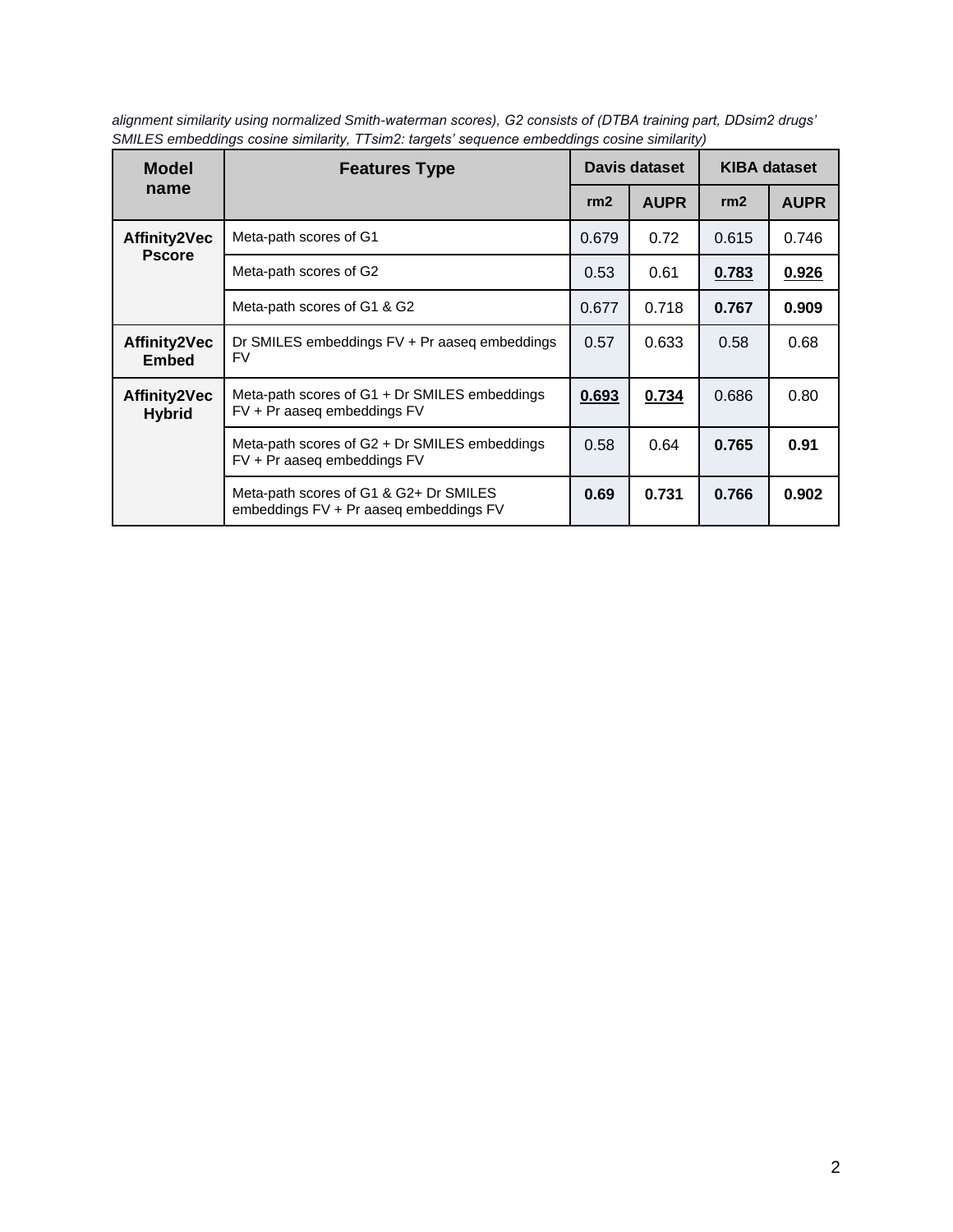*alignment similarity using normalized Smith-waterman scores), G2 consists of (DTBA training part, DDsim2 drugs' SMILES embeddings cosine similarity, TTsim2: targets' sequence embeddings cosine similarity)*

| Model name | Features Type | Davis dataset | | KIBA dataset | |
|---|---|---|---|---|---|
| | | rm2 | AUPR | rm2 | AUPR |
| **Affinity2Vec Pscore** | Meta-path scores of G1 | 0.679 | 0.72 | 0.615 | 0.746 |
| | Meta-path scores of G2 | 0.53 | 0.61 | **0.783** | **0.926** |
| | Meta-path scores of G1 & G2 | 0.677 | 0.718 | **0.767** | **0.909** |
| **Affinity2Vec Embed** | Dr SMILES embeddings FV + Pr aaseq embeddings FV | 0.57 | 0.633 | 0.58 | 0.68 |
| **Affinity2Vec Hybrid** | Meta-path scores of G1 + Dr SMILES embeddings FV + Pr aaseq embeddings FV | **0.693** | **0.734** | 0.686 | 0.80 |
| | Meta-path scores of G2 + Dr SMILES embeddings FV + Pr aaseq embeddings FV | 0.58 | 0.64 | **0.765** | **0.91** |
| | Meta-path scores of G1 & G2+ Dr SMILES embeddings FV + Pr aaseq embeddings FV | **0.69** | **0.731** | **0.766** | **0.902** |